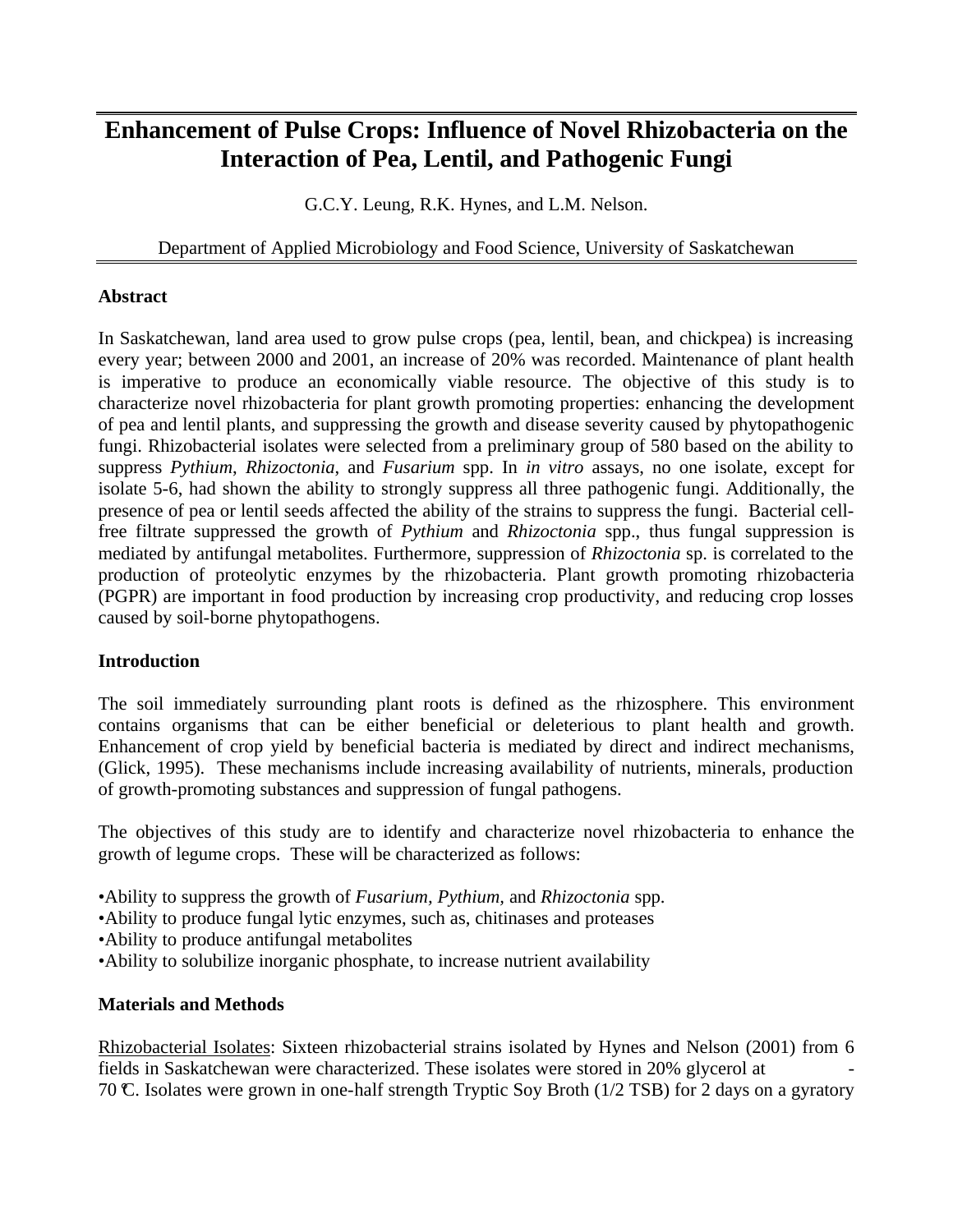# Enhancement of Pulse Crops: Influence of Novel Rhizobacteria on the Interaction of Pea, Lentil, and Pathogenic Fungi

G.C.Y. Leung, R.K. Hynes, and L.M. Nelson.

Department of Applied Microbiology and Food Science, University of Saskatchewan

## Abstract

In Saskatchewan, land area used to grow pulse crops (pea, lentil, bean, and chickpea) is increasing every year; between 2000 and 2001, an increase of 20% was recorded. Maintenance of plant health is imperative to produce an economically viable resource. The objective of this study is to characterize novel rhizobacteria for plant growth promoting properties: enhancing the development of pea and lentil plants, and suppressing the growth and disease severity caused by phytopathogenic fungi. Rhizobacterial isolates were selected from a preliminary group of 580 based on the ability to suppress *Pythium*, *Rhizoctonia*, and *Fusarium* spp. In *in vitro* assays, no one isolate, except for isolate 5-6, had shown the ability to strongly suppress all three pathogenic fungi. Additionally, the presence of pea or lentil seeds affected the ability of the strains to suppress the fungi. Bacterial cell-free filtrate suppressed the growth of *Pythium* and *Rhizoctonia* spp., thus fungal suppression is mediated by antifungal metabolites. Furthermore, suppression of *Rhizoctonia* sp. is correlated to the production of proteolytic enzymes by the rhizobacteria. Plant growth promoting rhizobacteria (PGPR) are important in food production by increasing crop productivity, and reducing crop losses caused by soil-borne phytopathogens.

## Introduction

The soil immediately surrounding plant roots is defined as the rhizosphere. This environment contains organisms that can be either beneficial or deleterious to plant health and growth. Enhancement of crop yield by beneficial bacteria is mediated by direct and indirect mechanisms, (Glick, 1995). These mechanisms include increasing availability of nutrients, minerals, production of growth-promoting substances and suppression of fungal pathogens.

The objectives of this study are to identify and characterize novel rhizobacteria to enhance the growth of legume crops. These will be characterized as follows:

- Ability to suppress the growth of *Fusarium, Pythium,* and *Rhizoctonia* spp.
- Ability to produce fungal lytic enzymes, such as, chitinases and proteases
- Ability to produce antifungal metabolites
- Ability to solubilize inorganic phosphate, to increase nutrient availability

## Materials and Methods

Rhizobacterial Isolates: Sixteen rhizobacterial strains isolated by Hynes and Nelson (2001) from 6 fields in Saskatchewan were characterized. These isolates were stored in 20% glycerol at -70 °C. Isolates were grown in one-half strength Tryptic Soy Broth (1/2 TSB) for 2 days on a gyratory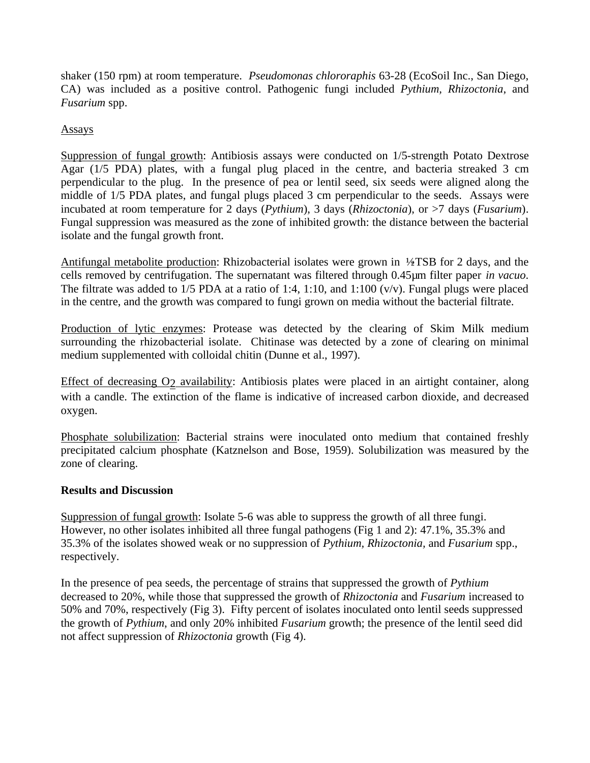shaker (150 rpm) at room temperature. *Pseudomonas chlororaphis* 63-28 (EcoSoil Inc., San Diego, CA) was included as a positive control. Pathogenic fungi included *Pythium*, *Rhizoctonia*, and *Fusarium* spp.

Assays

Suppression of fungal growth: Antibiosis assays were conducted on 1/5-strength Potato Dextrose Agar (1/5 PDA) plates, with a fungal plug placed in the centre, and bacteria streaked 3 cm perpendicular to the plug. In the presence of pea or lentil seed, six seeds were aligned along the middle of 1/5 PDA plates, and fungal plugs placed 3 cm perpendicular to the seeds. Assays were incubated at room temperature for 2 days (*Pythium*), 3 days (*Rhizoctonia*), or >7 days (*Fusarium*). Fungal suppression was measured as the zone of inhibited growth: the distance between the bacterial isolate and the fungal growth front.

Antifungal metabolite production: Rhizobacterial isolates were grown in ½TSB for 2 days, and the cells removed by centrifugation. The supernatant was filtered through 0.45µm filter paper *in vacuo*. The filtrate was added to 1/5 PDA at a ratio of 1:4, 1:10, and 1:100 (v/v). Fungal plugs were placed in the centre, and the growth was compared to fungi grown on media without the bacterial filtrate.

Production of lytic enzymes: Protease was detected by the clearing of Skim Milk medium surrounding the rhizobacterial isolate. Chitinase was detected by a zone of clearing on minimal medium supplemented with colloidal chitin (Dunne et al., 1997).

Effect of decreasing $O_2$ availability: Antibiosis plates were placed in an airtight container, along with a candle. The extinction of the flame is indicative of increased carbon dioxide, and decreased oxygen.

Phosphate solubilization: Bacterial strains were inoculated onto medium that contained freshly precipitated calcium phosphate (Katznelson and Bose, 1959). Solubilization was measured by the zone of clearing.

**Results and Discussion**

Suppression of fungal growth: Isolate 5-6 was able to suppress the growth of all three fungi. However, no other isolates inhibited all three fungal pathogens (Fig 1 and 2): 47.1%, 35.3% and 35.3% of the isolates showed weak or no suppression of *Pythium*, *Rhizoctonia*, and *Fusarium* spp., respectively.

In the presence of pea seeds, the percentage of strains that suppressed the growth of *Pythium* decreased to 20%, while those that suppressed the growth of *Rhizoctonia* and *Fusarium* increased to 50% and 70%, respectively (Fig 3). Fifty percent of isolates inoculated onto lentil seeds suppressed the growth of *Pythium*, and only 20% inhibited *Fusarium* growth; the presence of the lentil seed did not affect suppression of *Rhizoctonia* growth (Fig 4).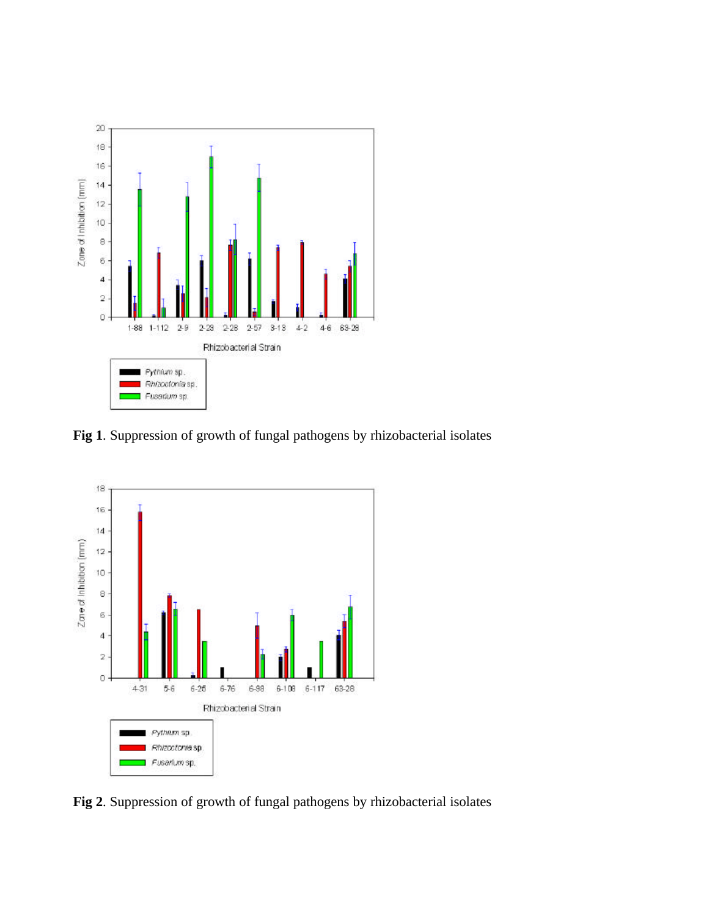**Fig 1**. Suppression of growth of fungal pathogens by rhizobacterial isolates

**Fig 2**. Suppression of growth of fungal pathogens by rhizobacterial isolates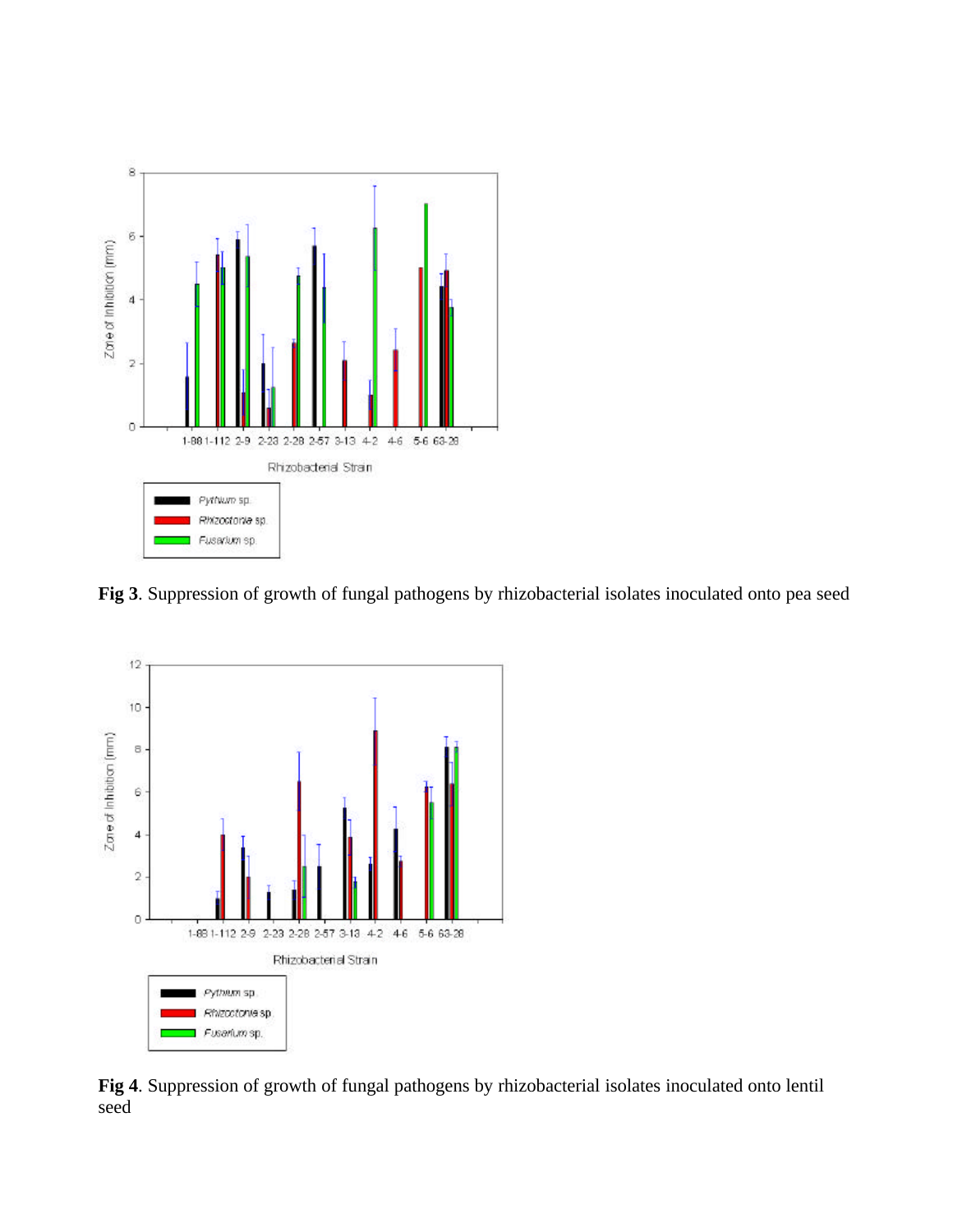**Fig 3**. Suppression of growth of fungal pathogens by rhizobacterial isolates inoculated onto pea seed

**Fig 4**. Suppression of growth of fungal pathogens by rhizobacterial isolates inoculated onto lentil seed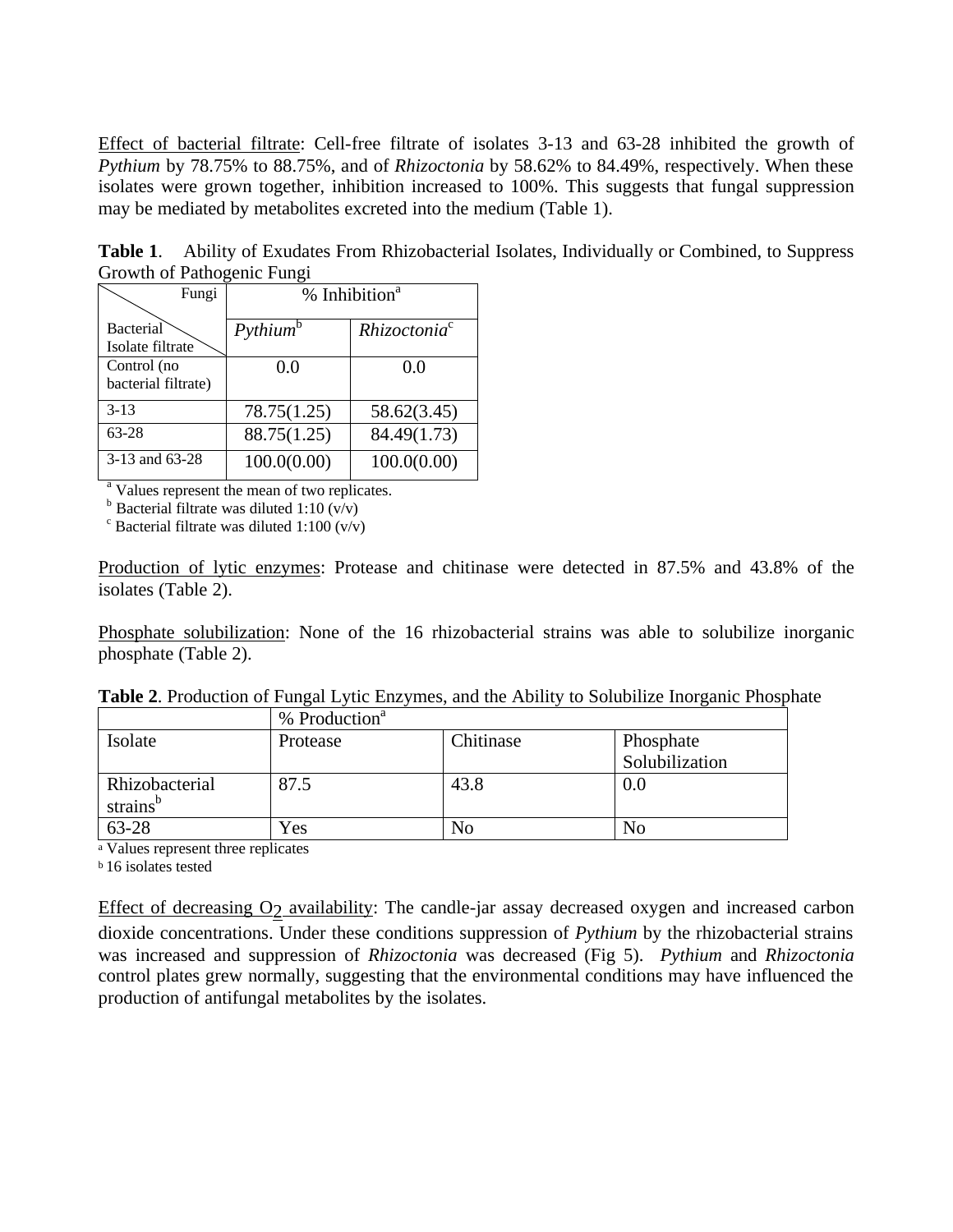Effect of bacterial filtrate: Cell-free filtrate of isolates 3-13 and 63-28 inhibited the growth of *Pythium* by 78.75% to 88.75%, and of *Rhizoctonia* by 58.62% to 84.49%, respectively. When these isolates were grown together, inhibition increased to 100%. This suggests that fungal suppression may be mediated by metabolites excreted into the medium (Table 1).

**Table 1**. Ability of Exudates From Rhizobacterial Isolates, Individually or Combined, to Suppress Growth of Pathogenic Fungi

| Fungi / Bacterial Isolate filtrate | % Inhibition[a] | |
|---|---|---|
| | *Pythium*[b] | *Rhizoctonia*[c] |
| Control (no bacterial filtrate) | 0.0 | 0.0 |
| 3-13 | 78.75(1.25) | 58.62(3.45) |
| 63-28 | 88.75(1.25) | 84.49(1.73) |
| 3-13 and 63-28 | 100.0(0.00) | 100.0(0.00) |

[a] Values represent the mean of two replicates.
[b] Bacterial filtrate was diluted 1:10 (v/v)
[c] Bacterial filtrate was diluted 1:100 (v/v)

Production of lytic enzymes: Protease and chitinase were detected in 87.5% and 43.8% of the isolates (Table 2).

Phosphate solubilization: None of the 16 rhizobacterial strains was able to solubilize inorganic phosphate (Table 2).

**Table 2**. Production of Fungal Lytic Enzymes, and the Ability to Solubilize Inorganic Phosphate

| | % Production[a] | | |
|---|---|---|---|
| Isolate | Protease | Chitinase | Phosphate Solubilization |
| Rhizobacterial strains[b] | 87.5 | 43.8 | 0.0 |
| 63-28 | Yes | No | No |

[a] Values represent three replicates
[b] 16 isolates tested

Effect of decreasing $O_2$ availability: The candle-jar assay decreased oxygen and increased carbon dioxide concentrations. Under these conditions suppression of *Pythium* by the rhizobacterial strains was increased and suppression of *Rhizoctonia* was decreased (Fig 5). *Pythium* and *Rhizoctonia* control plates grew normally, suggesting that the environmental conditions may have influenced the production of antifungal metabolites by the isolates.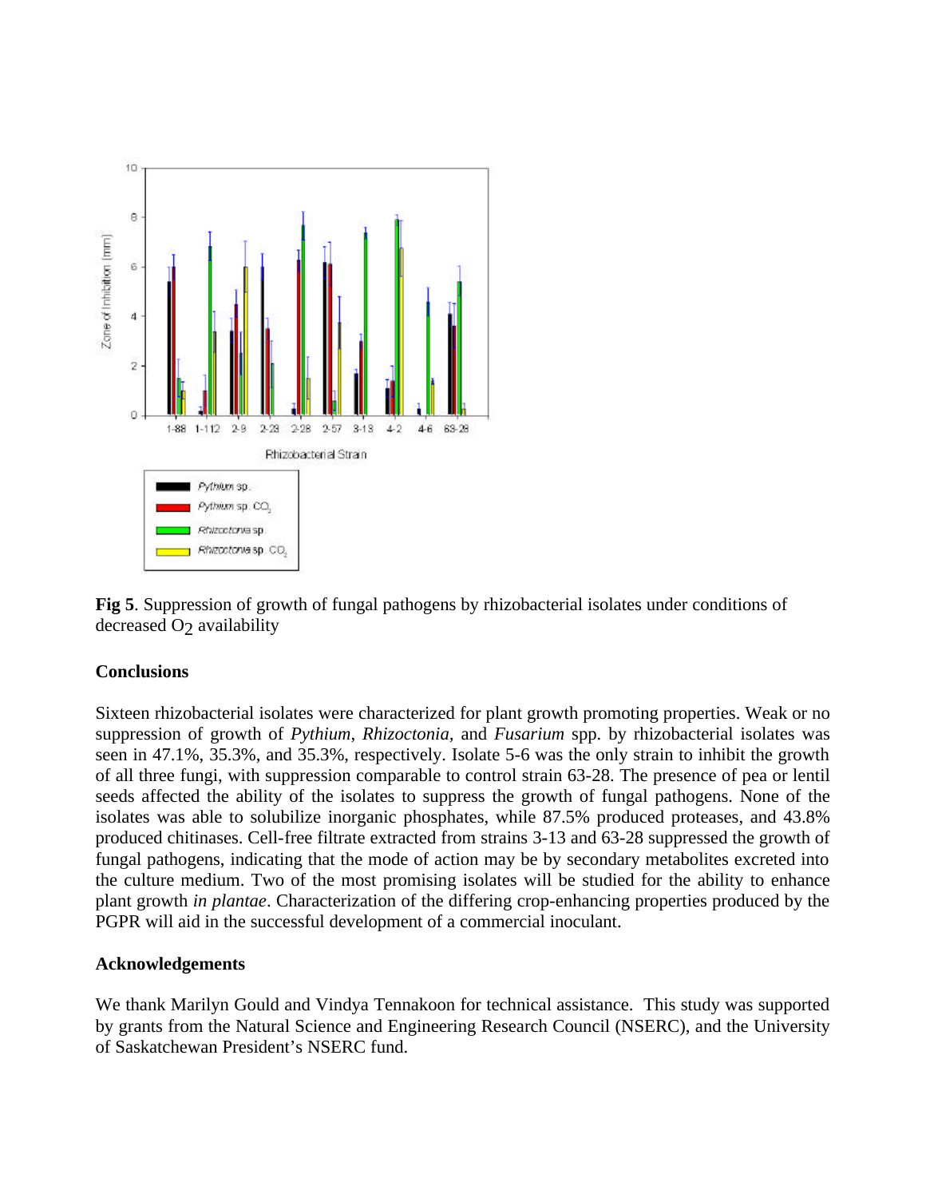**Fig 5**. Suppression of growth of fungal pathogens by rhizobacterial isolates under conditions of decreased $O_2$ availability

## Conclusions

Sixteen rhizobacterial isolates were characterized for plant growth promoting properties. Weak or no suppression of growth of *Pythium*, *Rhizoctonia*, and *Fusarium* spp. by rhizobacterial isolates was seen in 47.1%, 35.3%, and 35.3%, respectively. Isolate 5-6 was the only strain to inhibit the growth of all three fungi, with suppression comparable to control strain 63-28. The presence of pea or lentil seeds affected the ability of the isolates to suppress the growth of fungal pathogens. None of the isolates was able to solubilize inorganic phosphates, while 87.5% produced proteases, and 43.8% produced chitinases. Cell-free filtrate extracted from strains 3-13 and 63-28 suppressed the growth of fungal pathogens, indicating that the mode of action may be by secondary metabolites excreted into the culture medium. Two of the most promising isolates will be studied for the ability to enhance plant growth *in plantae*. Characterization of the differing crop-enhancing properties produced by the PGPR will aid in the successful development of a commercial inoculant.

## Acknowledgements

We thank Marilyn Gould and Vindya Tennakoon for technical assistance. This study was supported by grants from the Natural Science and Engineering Research Council (NSERC), and the University of Saskatchewan President's NSERC fund.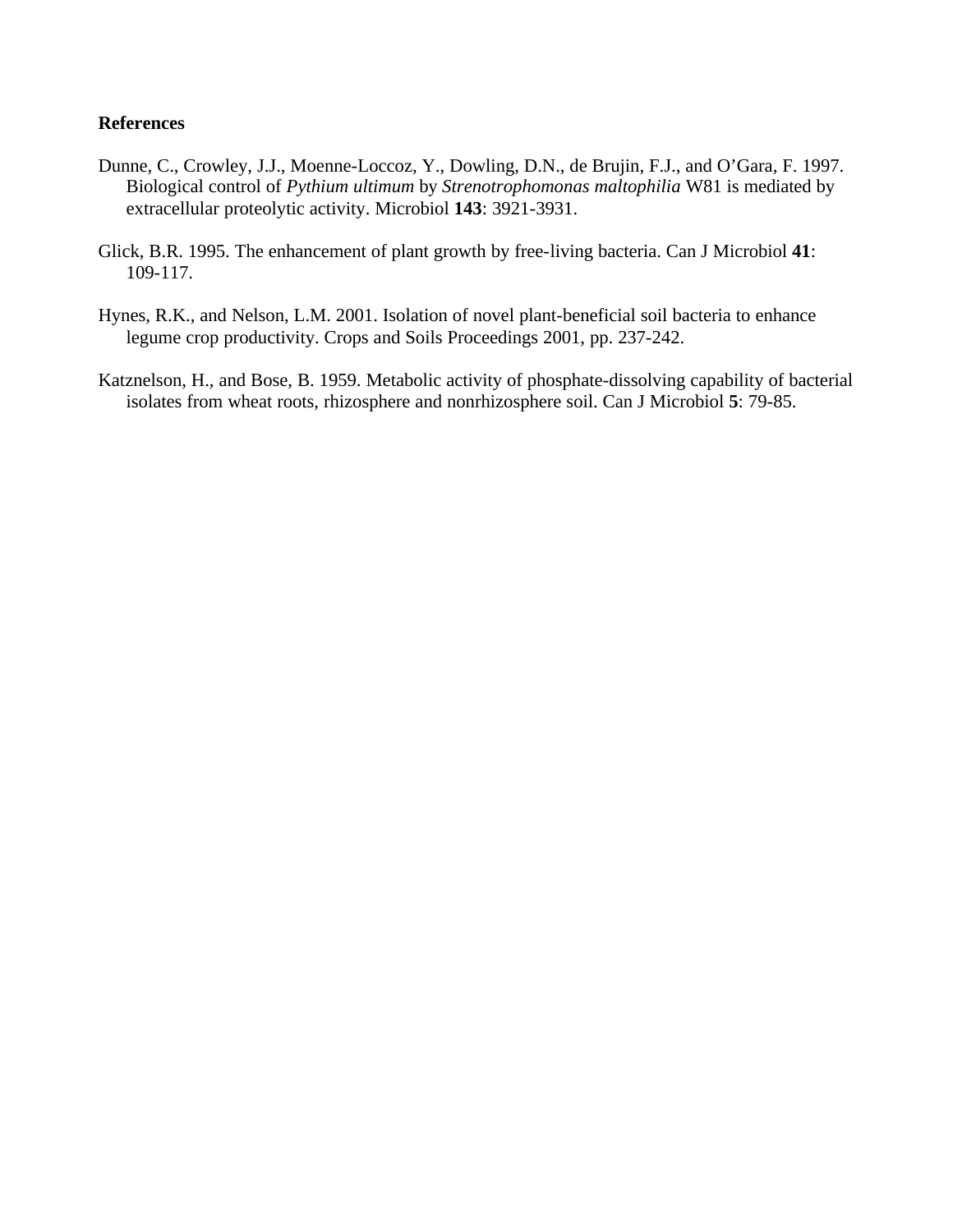**References**

Dunne, C., Crowley, J.J., Moenne-Loccoz, Y., Dowling, D.N., de Brujin, F.J., and O'Gara, F. 1997. Biological control of *Pythium ultimum* by *Strenotrophomonas maltophilia* W81 is mediated by extracellular proteolytic activity. Microbiol **143**: 3921-3931.

Glick, B.R. 1995. The enhancement of plant growth by free-living bacteria. Can J Microbiol **41**: 109-117.

Hynes, R.K., and Nelson, L.M. 2001. Isolation of novel plant-beneficial soil bacteria to enhance legume crop productivity. Crops and Soils Proceedings 2001, pp. 237-242.

Katznelson, H., and Bose, B. 1959. Metabolic activity of phosphate-dissolving capability of bacterial isolates from wheat roots, rhizosphere and nonrhizosphere soil. Can J Microbiol **5**: 79-85.